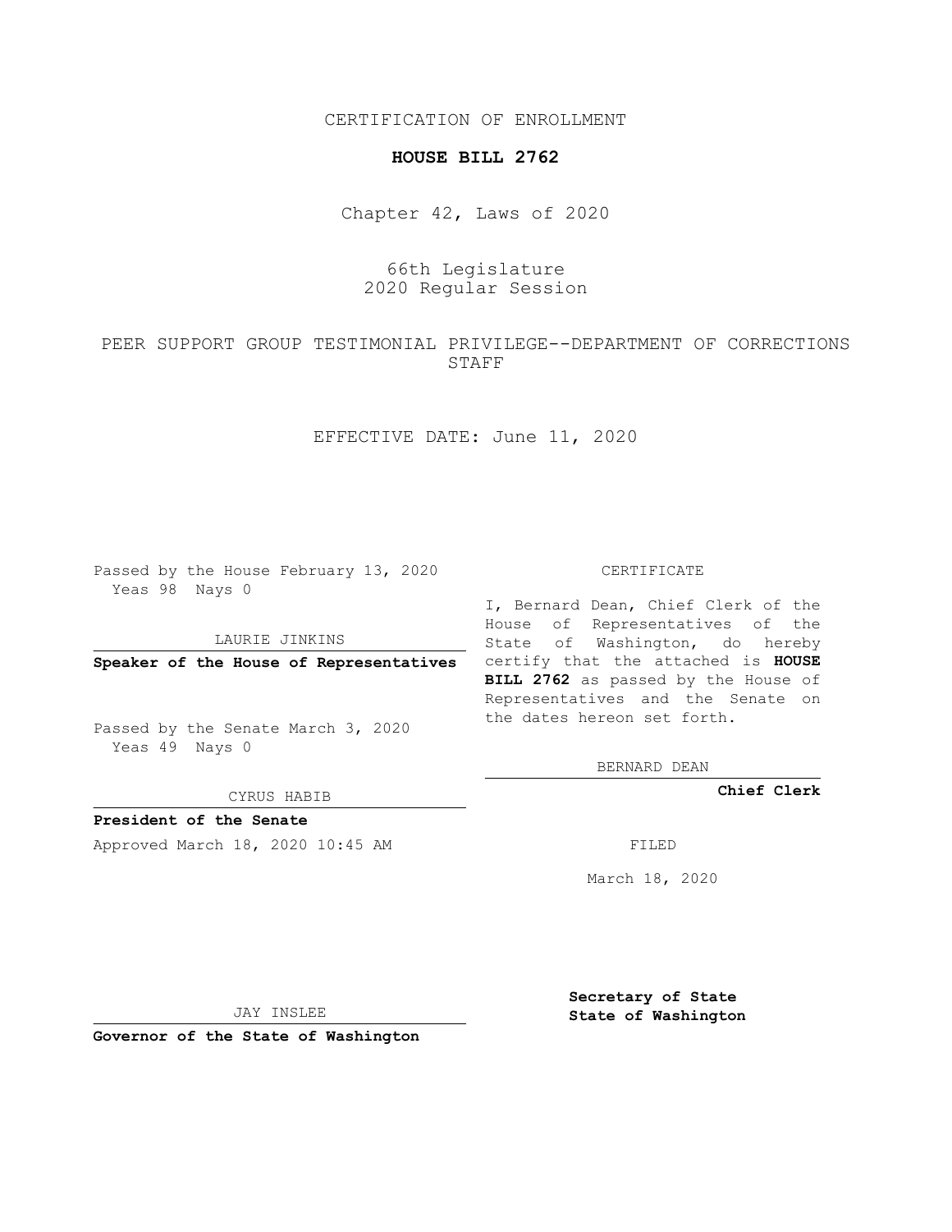CERTIFICATION OF ENROLLMENT

**HOUSE BILL 2762**

Chapter 42, Laws of 2020

66th Legislature
2020 Regular Session

PEER SUPPORT GROUP TESTIMONIAL PRIVILEGE--DEPARTMENT OF CORRECTIONS STAFF

EFFECTIVE DATE: June 11, 2020

Passed by the House February 13, 2020
Yeas 98 Nays 0

LAURIE JINKINS

**Speaker of the House of Representatives**

Passed by the Senate March 3, 2020
Yeas 49 Nays 0

CYRUS HABIB

**President of the Senate**

Approved March 18, 2020 10:45 AM

JAY INSLEE

**Governor of the State of Washington**

CERTIFICATE

I, Bernard Dean, Chief Clerk of the House of Representatives of the State of Washington, do hereby certify that the attached is **HOUSE BILL 2762** as passed by the House of Representatives and the Senate on the dates hereon set forth.

BERNARD DEAN

**Chief Clerk**

FILED

March 18, 2020

**Secretary of State**
**State of Washington**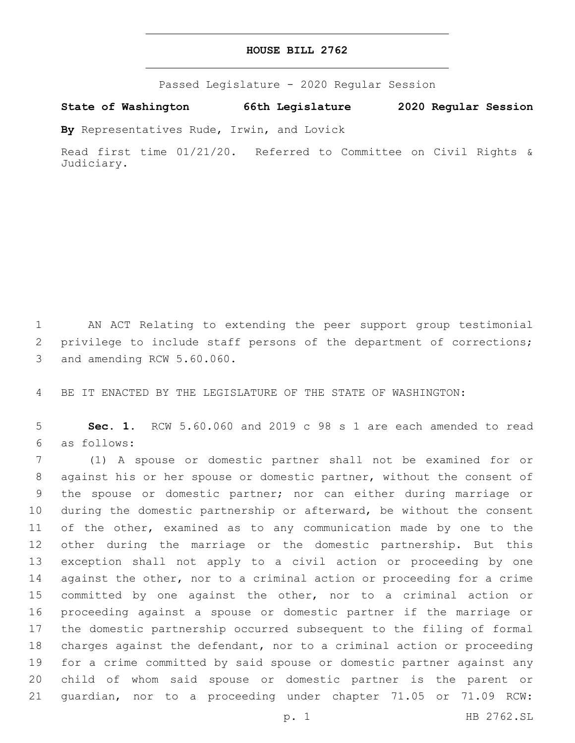# HOUSE BILL 2762

Passed Legislature - 2020 Regular Session

**State of Washington 66th Legislature 2020 Regular Session**

**By** Representatives Rude, Irwin, and Lovick

Read first time 01/21/20. Referred to Committee on Civil Rights & Judiciary.

AN ACT Relating to extending the peer support group testimonial privilege to include staff persons of the department of corrections; and amending RCW 5.60.060.

BE IT ENACTED BY THE LEGISLATURE OF THE STATE OF WASHINGTON:

**Sec. 1.** RCW 5.60.060 and 2019 c 98 s 1 are each amended to read as follows:

(1) A spouse or domestic partner shall not be examined for or against his or her spouse or domestic partner, without the consent of the spouse or domestic partner; nor can either during marriage or during the domestic partnership or afterward, be without the consent of the other, examined as to any communication made by one to the other during the marriage or the domestic partnership. But this exception shall not apply to a civil action or proceeding by one against the other, nor to a criminal action or proceeding for a crime committed by one against the other, nor to a criminal action or proceeding against a spouse or domestic partner if the marriage or the domestic partnership occurred subsequent to the filing of formal charges against the defendant, nor to a criminal action or proceeding for a crime committed by said spouse or domestic partner against any child of whom said spouse or domestic partner is the parent or guardian, nor to a proceeding under chapter 71.05 or 71.09 RCW: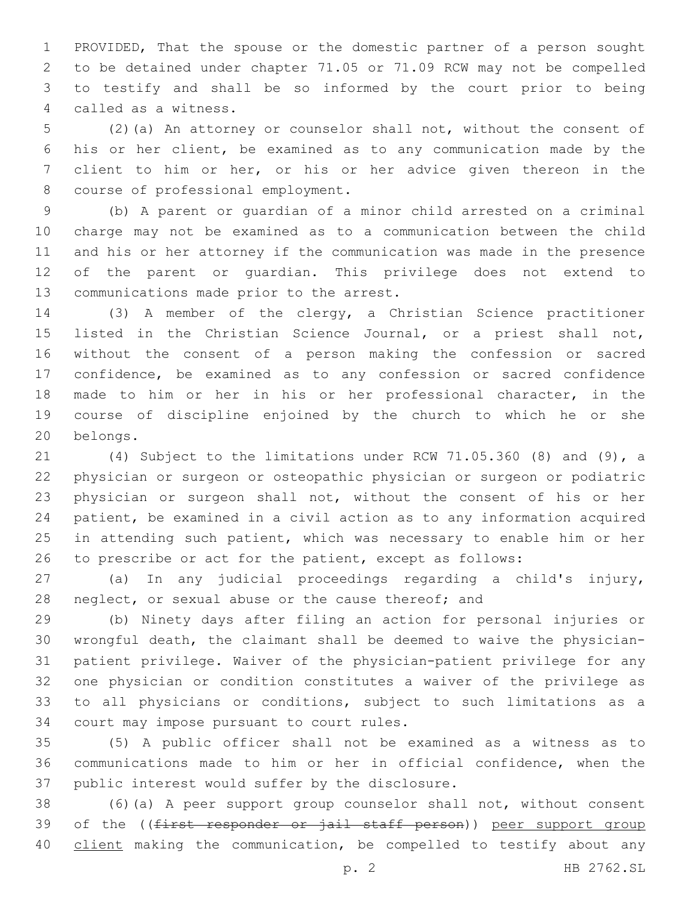PROVIDED, That the spouse or the domestic partner of a person sought to be detained under chapter 71.05 or 71.09 RCW may not be compelled to testify and shall be so informed by the court prior to being called as a witness.

(2)(a) An attorney or counselor shall not, without the consent of his or her client, be examined as to any communication made by the client to him or her, or his or her advice given thereon in the course of professional employment.

(b) A parent or guardian of a minor child arrested on a criminal charge may not be examined as to a communication between the child and his or her attorney if the communication was made in the presence of the parent or guardian. This privilege does not extend to communications made prior to the arrest.

(3) A member of the clergy, a Christian Science practitioner listed in the Christian Science Journal, or a priest shall not, without the consent of a person making the confession or sacred confidence, be examined as to any confession or sacred confidence made to him or her in his or her professional character, in the course of discipline enjoined by the church to which he or she belongs.

(4) Subject to the limitations under RCW 71.05.360 (8) and (9), a physician or surgeon or osteopathic physician or surgeon or podiatric physician or surgeon shall not, without the consent of his or her patient, be examined in a civil action as to any information acquired in attending such patient, which was necessary to enable him or her to prescribe or act for the patient, except as follows:

(a) In any judicial proceedings regarding a child's injury, neglect, or sexual abuse or the cause thereof; and

(b) Ninety days after filing an action for personal injuries or wrongful death, the claimant shall be deemed to waive the physician-patient privilege. Waiver of the physician-patient privilege for any one physician or condition constitutes a waiver of the privilege as to all physicians or conditions, subject to such limitations as a court may impose pursuant to court rules.

(5) A public officer shall not be examined as a witness as to communications made to him or her in official confidence, when the public interest would suffer by the disclosure.

(6)(a) A peer support group counselor shall not, without consent of the ((~~first responder or jail staff person~~)) <u>peer support group client</u> making the communication, be compelled to testify about any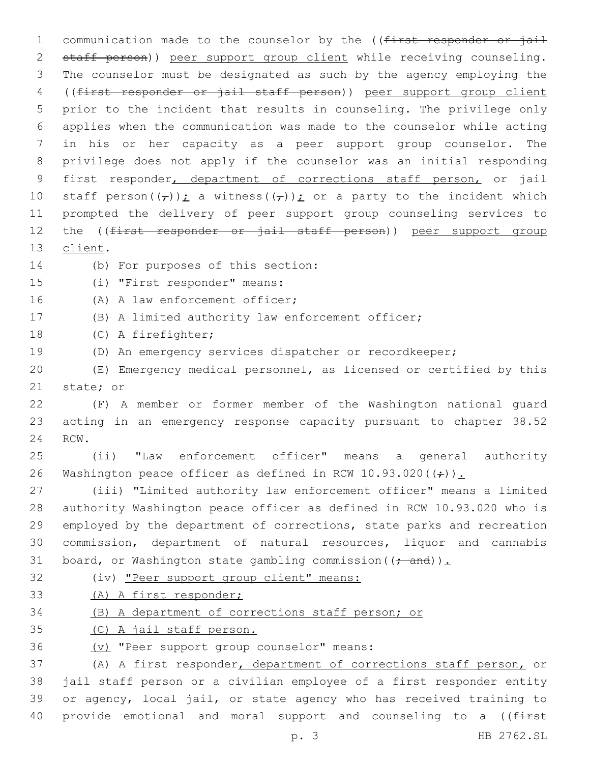communication made to the counselor by the ((~~first responder or jail staff person~~)) <u>peer support group client</u> while receiving counseling. The counselor must be designated as such by the agency employing the ((~~first responder or jail staff person~~)) <u>peer support group client</u> prior to the incident that results in counseling. The privilege only applies when the communication was made to the counselor while acting in his or her capacity as a peer support group counselor. The privilege does not apply if the counselor was an initial responding first responder<u>, department of corrections staff person,</u> or jail staff person((~~,~~))<u>;</u> a witness((~~,~~))<u>;</u> or a party to the incident which prompted the delivery of peer support group counseling services to the ((~~first responder or jail staff person~~)) <u>peer support group client</u>.

(b) For purposes of this section:

(i) "First responder" means:

(A) A law enforcement officer;

(B) A limited authority law enforcement officer;

(C) A firefighter;

(D) An emergency services dispatcher or recordkeeper;

(E) Emergency medical personnel, as licensed or certified by this state; or

(F) A member or former member of the Washington national guard acting in an emergency response capacity pursuant to chapter 38.52 RCW.

(ii) "Law enforcement officer" means a general authority Washington peace officer as defined in RCW 10.93.020((~~;~~))<u>.</u>

(iii) "Limited authority law enforcement officer" means a limited authority Washington peace officer as defined in RCW 10.93.020 who is employed by the department of corrections, state parks and recreation commission, department of natural resources, liquor and cannabis board, or Washington state gambling commission((~~; and~~))<u>.</u>

(iv) <u>"Peer support group client" means:</u>

<u>(A) A first responder;</u>

<u>(B) A department of corrections staff person; or</u>

<u>(C) A jail staff person.</u>

<u>(v)</u> "Peer support group counselor" means:

(A) A first responder<u>, department of corrections staff person,</u> or jail staff person or a civilian employee of a first responder entity or agency, local jail, or state agency who has received training to provide emotional and moral support and counseling to a ((~~first~~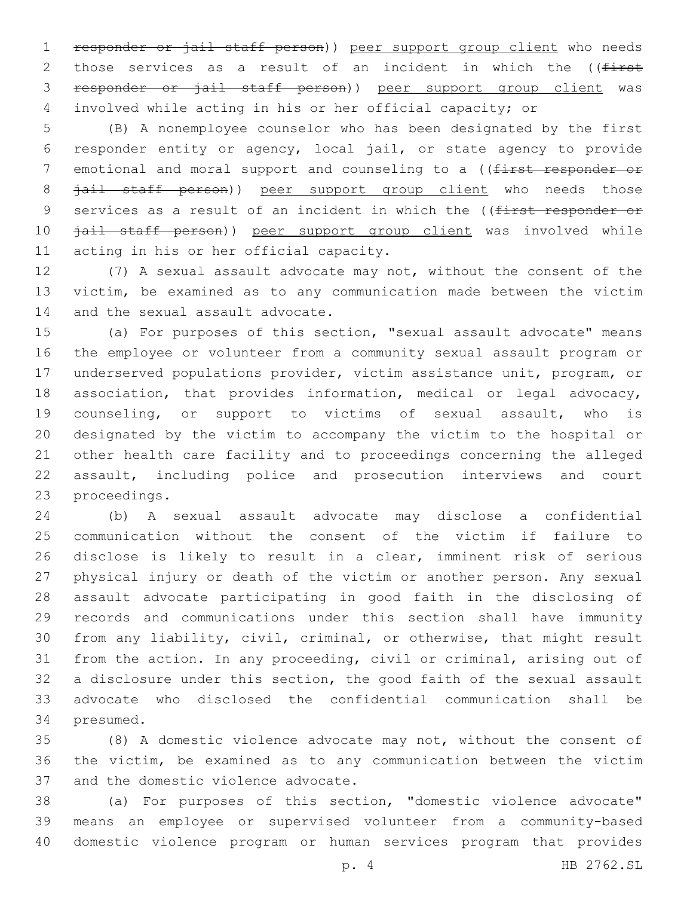~~responder or jail staff person~~)) peer support group client who needs those services as a result of an incident in which the ((~~first responder or jail staff person~~)) peer support group client was involved while acting in his or her official capacity; or

(B) A nonemployee counselor who has been designated by the first responder entity or agency, local jail, or state agency to provide emotional and moral support and counseling to a ((~~first responder or jail staff person~~)) peer support group client who needs those services as a result of an incident in which the ((~~first responder or jail staff person~~)) peer support group client was involved while acting in his or her official capacity.

(7) A sexual assault advocate may not, without the consent of the victim, be examined as to any communication made between the victim and the sexual assault advocate.

(a) For purposes of this section, "sexual assault advocate" means the employee or volunteer from a community sexual assault program or underserved populations provider, victim assistance unit, program, or association, that provides information, medical or legal advocacy, counseling, or support to victims of sexual assault, who is designated by the victim to accompany the victim to the hospital or other health care facility and to proceedings concerning the alleged assault, including police and prosecution interviews and court proceedings.

(b) A sexual assault advocate may disclose a confidential communication without the consent of the victim if failure to disclose is likely to result in a clear, imminent risk of serious physical injury or death of the victim or another person. Any sexual assault advocate participating in good faith in the disclosing of records and communications under this section shall have immunity from any liability, civil, criminal, or otherwise, that might result from the action. In any proceeding, civil or criminal, arising out of a disclosure under this section, the good faith of the sexual assault advocate who disclosed the confidential communication shall be presumed.

(8) A domestic violence advocate may not, without the consent of the victim, be examined as to any communication between the victim and the domestic violence advocate.

(a) For purposes of this section, "domestic violence advocate" means an employee or supervised volunteer from a community-based domestic violence program or human services program that provides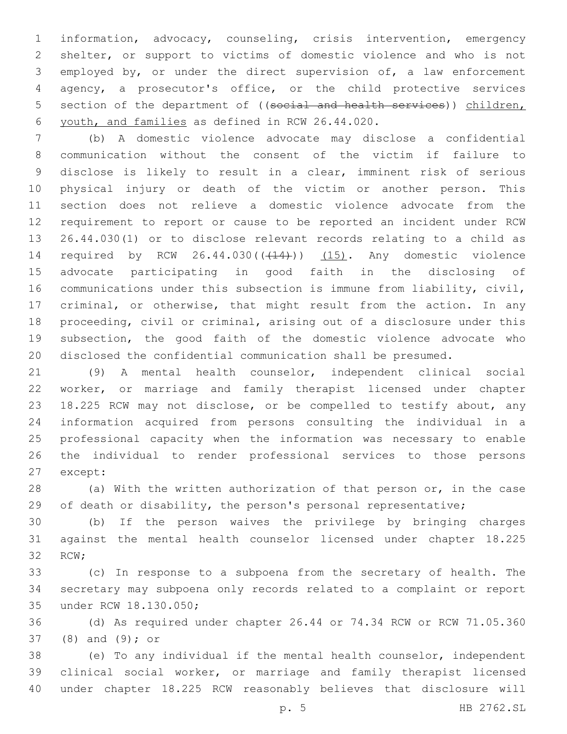information, advocacy, counseling, crisis intervention, emergency shelter, or support to victims of domestic violence and who is not employed by, or under the direct supervision of, a law enforcement agency, a prosecutor's office, or the child protective services section of the department of ((~~social and health services~~)) <u>children, youth, and families</u> as defined in RCW 26.44.020.

(b) A domestic violence advocate may disclose a confidential communication without the consent of the victim if failure to disclose is likely to result in a clear, imminent risk of serious physical injury or death of the victim or another person. This section does not relieve a domestic violence advocate from the requirement to report or cause to be reported an incident under RCW 26.44.030(1) or to disclose relevant records relating to a child as required by RCW 26.44.030((~~(14)~~)) <u>(15)</u>. Any domestic violence advocate participating in good faith in the disclosing of communications under this subsection is immune from liability, civil, criminal, or otherwise, that might result from the action. In any proceeding, civil or criminal, arising out of a disclosure under this subsection, the good faith of the domestic violence advocate who disclosed the confidential communication shall be presumed.

(9) A mental health counselor, independent clinical social worker, or marriage and family therapist licensed under chapter 18.225 RCW may not disclose, or be compelled to testify about, any information acquired from persons consulting the individual in a professional capacity when the information was necessary to enable the individual to render professional services to those persons except:

(a) With the written authorization of that person or, in the case of death or disability, the person's personal representative;

(b) If the person waives the privilege by bringing charges against the mental health counselor licensed under chapter 18.225 RCW;

(c) In response to a subpoena from the secretary of health. The secretary may subpoena only records related to a complaint or report under RCW 18.130.050;

(d) As required under chapter 26.44 or 74.34 RCW or RCW 71.05.360 (8) and (9); or

(e) To any individual if the mental health counselor, independent clinical social worker, or marriage and family therapist licensed under chapter 18.225 RCW reasonably believes that disclosure will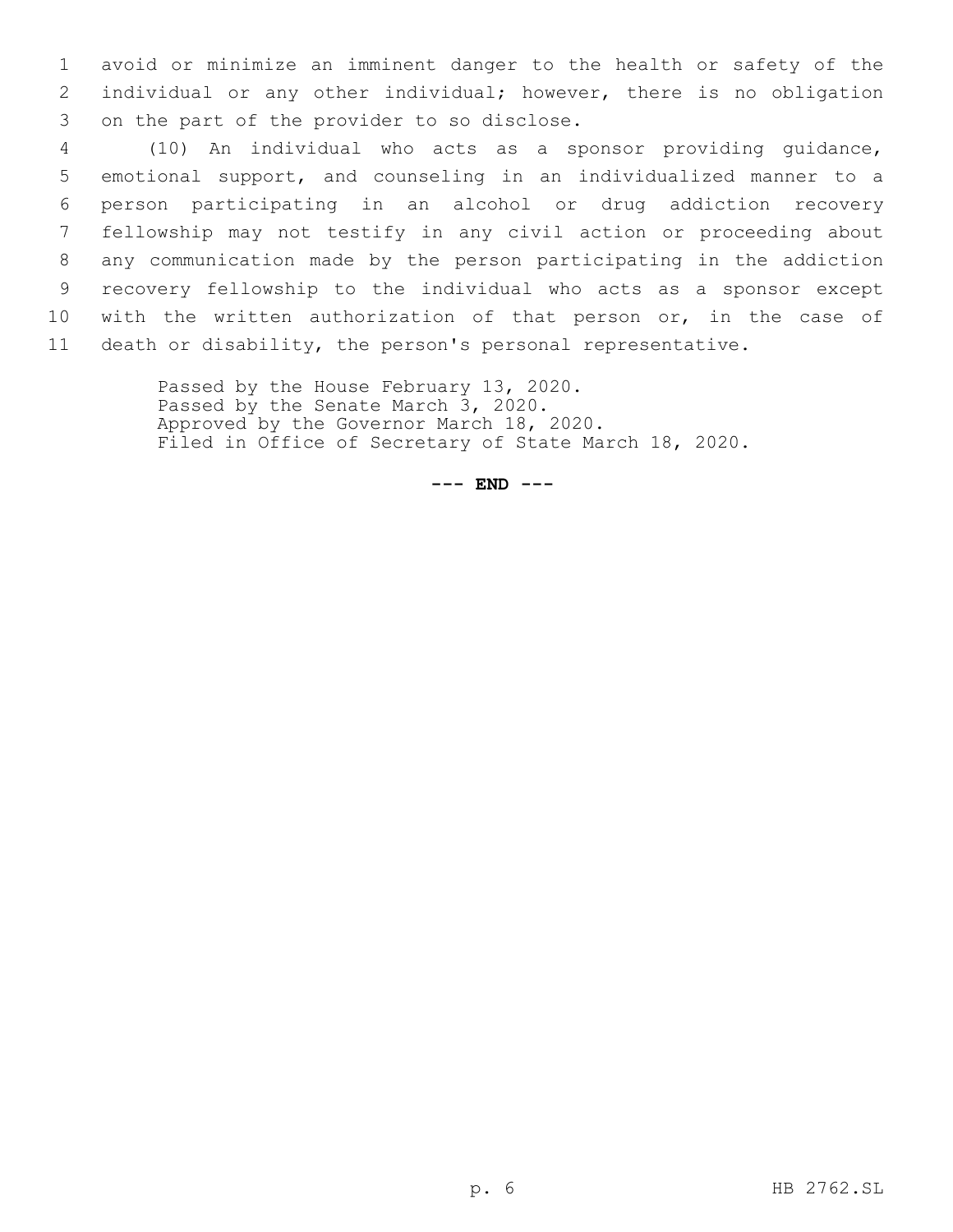avoid or minimize an imminent danger to the health or safety of the individual or any other individual; however, there is no obligation on the part of the provider to so disclose.

(10) An individual who acts as a sponsor providing guidance, emotional support, and counseling in an individualized manner to a person participating in an alcohol or drug addiction recovery fellowship may not testify in any civil action or proceeding about any communication made by the person participating in the addiction recovery fellowship to the individual who acts as a sponsor except with the written authorization of that person or, in the case of death or disability, the person's personal representative.

Passed by the House February 13, 2020.
Passed by the Senate March 3, 2020.
Approved by the Governor March 18, 2020.
Filed in Office of Secretary of State March 18, 2020.

**--- END ---**